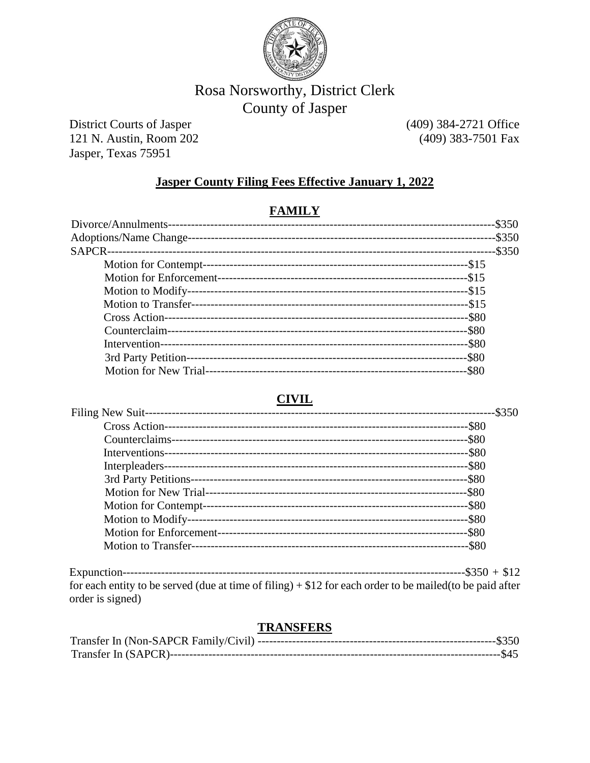# Rosa Norsworthy, District Clerk
## County of Jasper

District Courts of Jasper
121 N. Austin, Room 202
Jasper, Texas 75951

(409) 384-2721 Office
(409) 383-7501 Fax

**Jasper County Filing Fees Effective January 1, 2022**

## FAMILY

| Item | Fee |
|---|---|
| Divorce/Annulments | $350 |
| Adoptions/Name Change | $350 |
| SAPCR | $350 |
| Motion for Contempt | $15 |
| Motion for Enforcement | $15 |
| Motion to Modify | $15 |
| Motion to Transfer | $15 |
| Cross Action | $80 |
| Counterclaim | $80 |
| Intervention | $80 |
| 3rd Party Petition | $80 |
| Motion for New Trial | $80 |

## CIVIL

| Item | Fee |
|---|---|
| Filing New Suit | $350 |
| Cross Action | $80 |
| Counterclaims | $80 |
| Interventions | $80 |
| Interpleaders | $80 |
| 3rd Party Petitions | $80 |
| Motion for New Trial | $80 |
| Motion for Contempt | $80 |
| Motion to Modify | $80 |
| Motion for Enforcement | $80 |
| Motion to Transfer | $80 |

Expunction-------$350 + $12 for each entity to be served (due at time of filing) + $12 for each order to be mailed(to be paid after order is signed)

## TRANSFERS

| Item | Fee |
|---|---|
| Transfer In (Non-SAPCR Family/Civil) | $350 |
| Transfer In (SAPCR) | $45 |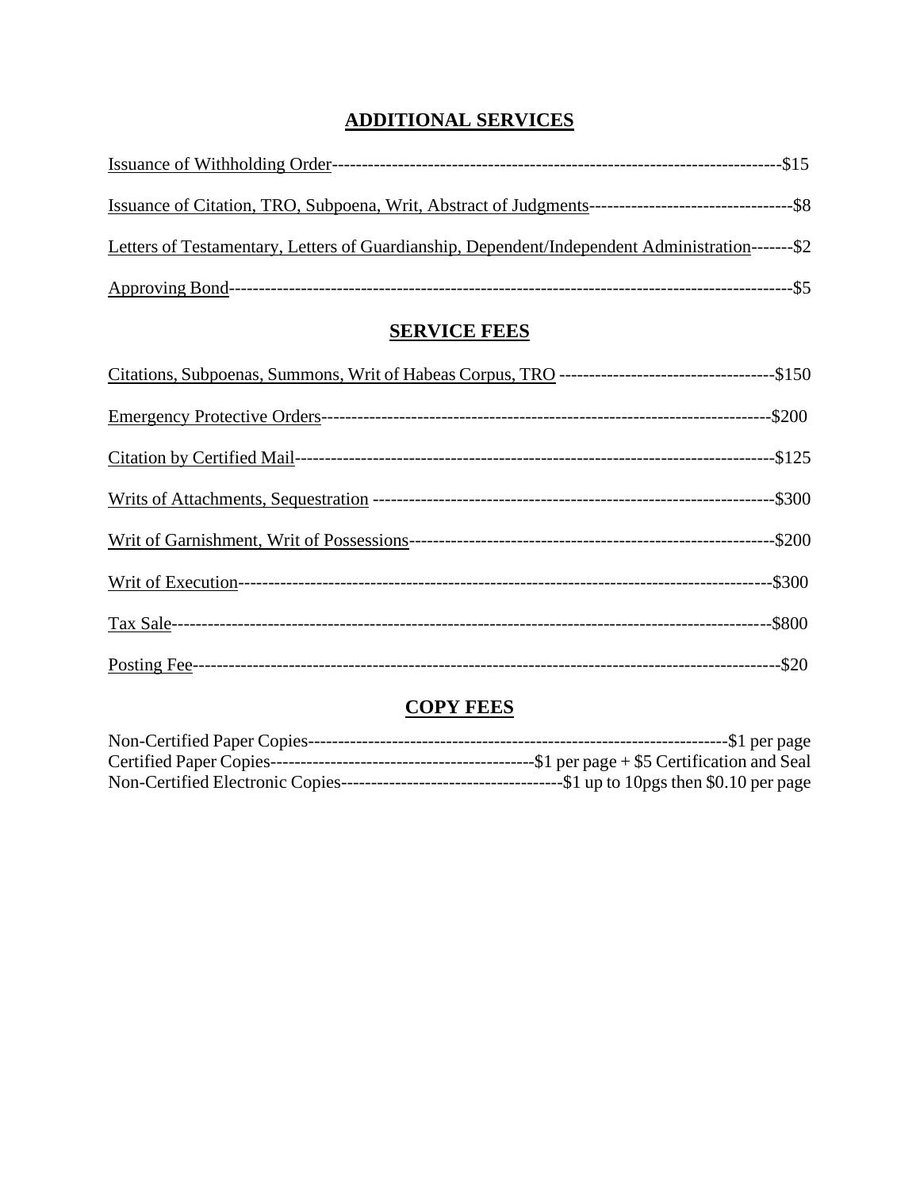## ADDITIONAL SERVICES

Issuance of Withholding Order------------------------------------------------------------------------$15

Issuance of Citation, TRO, Subpoena, Writ, Abstract of Judgments----------------------------------$8

Letters of Testamentary, Letters of Guardianship, Dependent/Independent Administration-------$2

Approving Bond---------------------------------------------------------------------------------------------$5

## SERVICE FEES

Citations, Subpoenas, Summons, Writ of Habeas Corpus, TRO ------------------------------------$150

Emergency Protective Orders--------------------------------------------------------------------------$200

Citation by Certified Mail------------------------------------------------------------------------------$125

Writs of Attachments, Sequestration -----------------------------------------------------------------$300

Writ of Garnishment, Writ of Possessions-----------------------------------------------------------$200

Writ of Execution-----------------------------------------------------------------------------------------$300

Tax Sale----------------------------------------------------------------------------------------------------$800

Posting Fee--------------------------------------------------------------------------------------------------$20

## COPY FEES

Non-Certified Paper Copies-----------------------------------------------------------------------$1 per page
Certified Paper Copies---------------------------------------------$1 per page + $5 Certification and Seal
Non-Certified Electronic Copies-------------------------------------$1 up to 10pgs then $0.10 per page